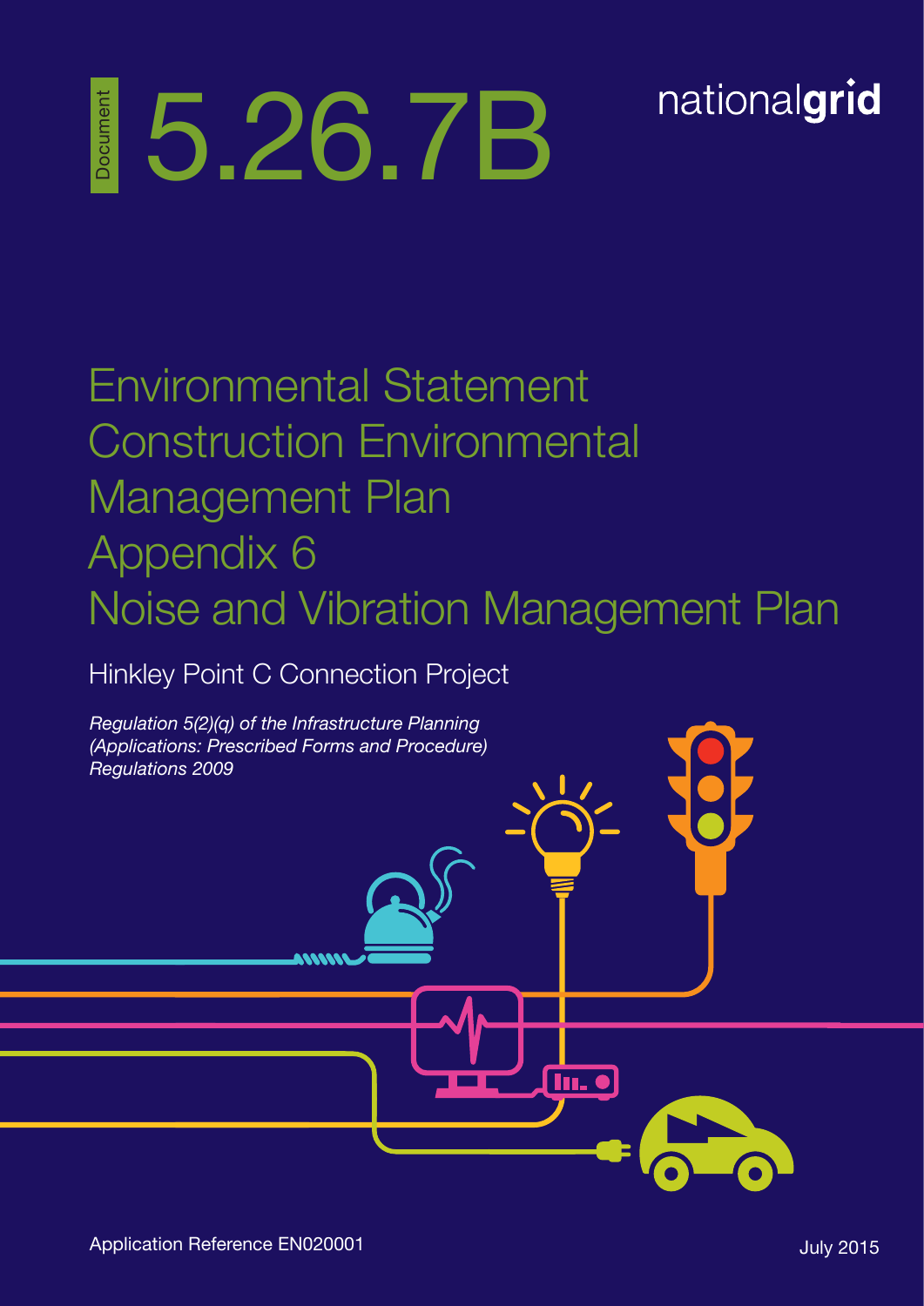Document **5.26.7B**

nationalgrid

# Environmental Statement Construction Environmental Management Plan Appendix 6 Noise and Vibration Management Plan

## Hinkley Point C Connection Project

*Regulation 5(2)(q) of the Infrastructure Planning (Applications: Prescribed Forms and Procedure) Regulations 2009*

Application Reference EN020001

July 2015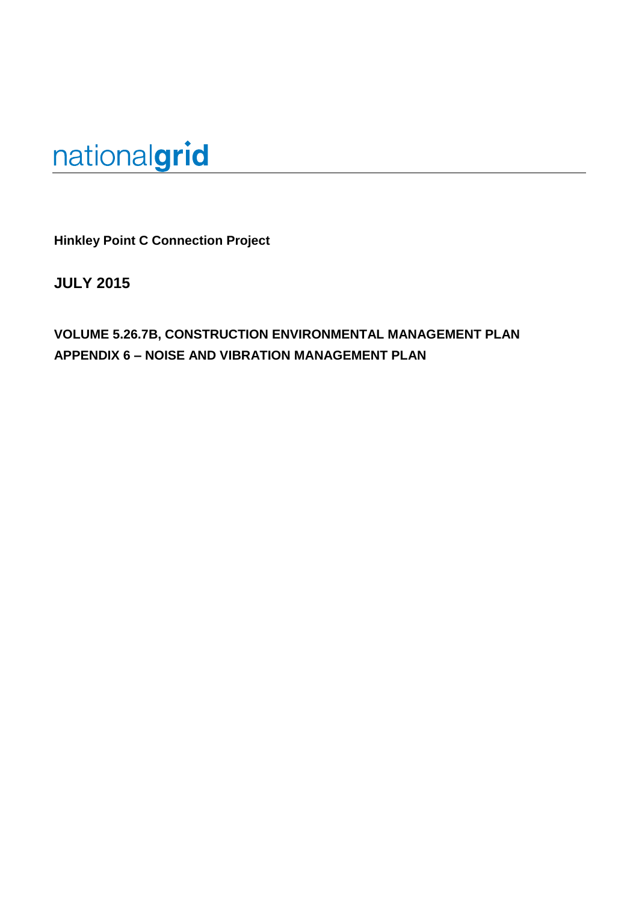nationalgrid

**Hinkley Point C Connection Project**

**JULY 2015**

**VOLUME 5.26.7B, CONSTRUCTION ENVIRONMENTAL MANAGEMENT PLAN APPENDIX 6 – NOISE AND VIBRATION MANAGEMENT PLAN**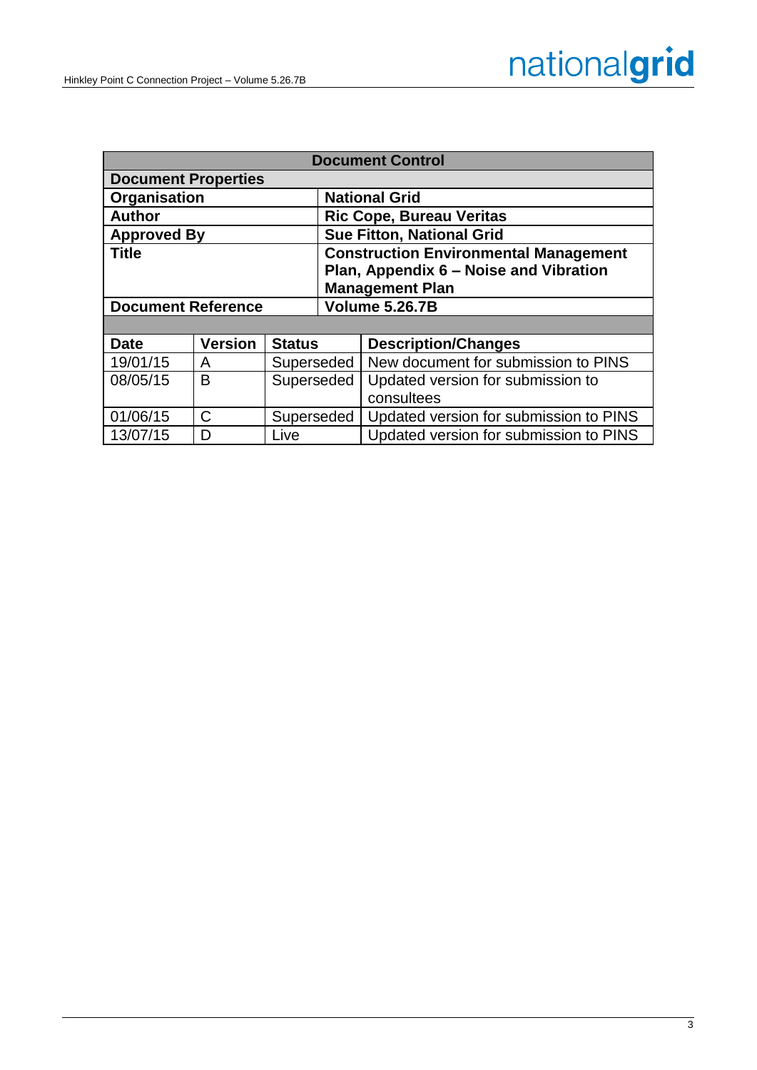| Document Control | | | |
|---|---|---|---|
| **Document Properties** | | | |
| **Organisation** | | **National Grid** | |
| **Author** | | **Ric Cope, Bureau Veritas** | |
| **Approved By** | | **Sue Fitton, National Grid** | |
| **Title** | | **Construction Environmental Management Plan, Appendix 6 – Noise and Vibration Management Plan** | |
| **Document Reference** | | **Volume 5.26.7B** | |
| | | | |
| **Date** | **Version** | **Status** | **Description/Changes** |
| 19/01/15 | A | Superseded | New document for submission to PINS |
| 08/05/15 | B | Superseded | Updated version for submission to consultees |
| 01/06/15 | C | Superseded | Updated version for submission to PINS |
| 13/07/15 | D | Live | Updated version for submission to PINS |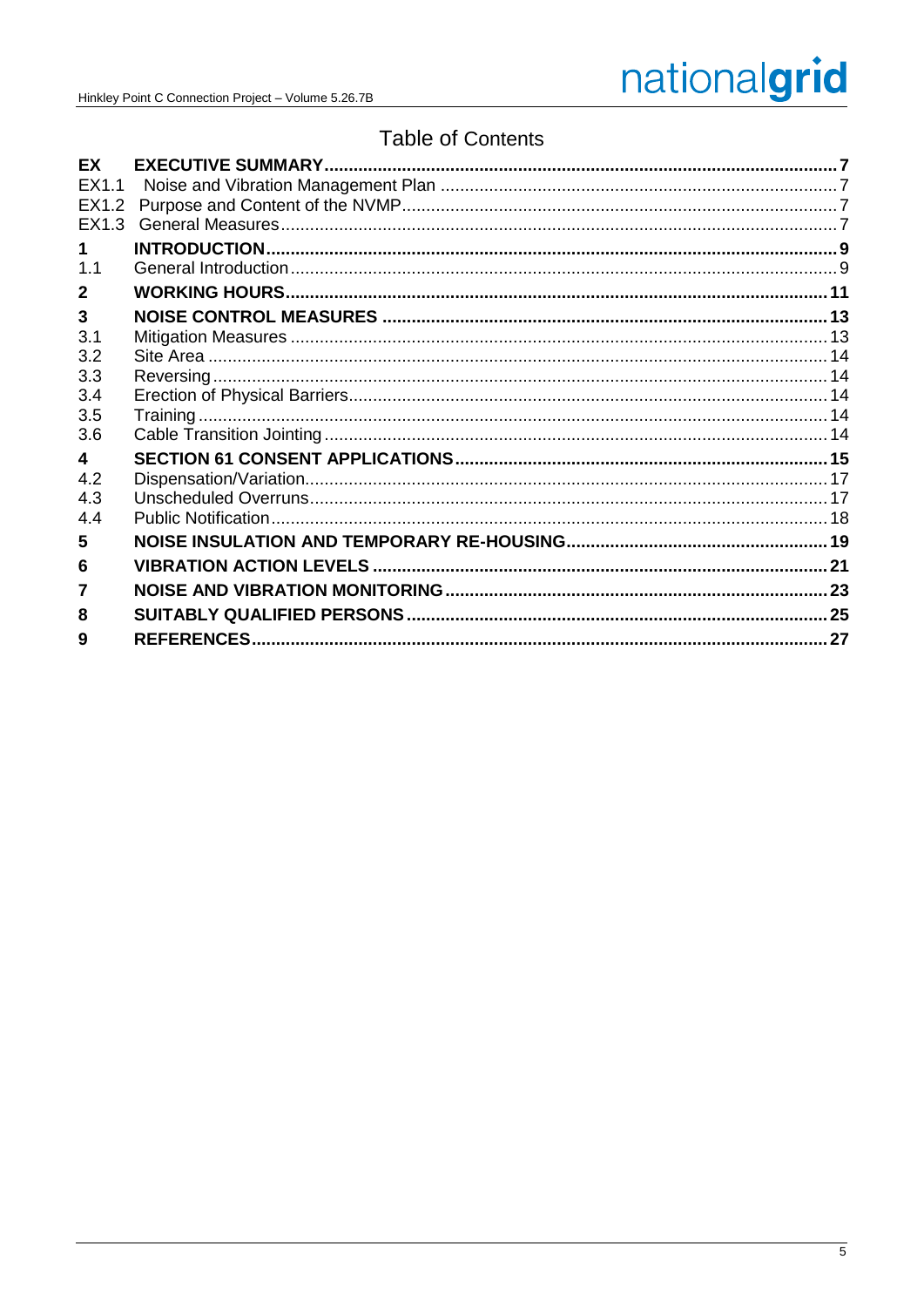# Table of Contents

| | | |
|---|---|---|
| **EX** | **EXECUTIVE SUMMARY** | **7** |
| EX1.1 | Noise and Vibration Management Plan | 7 |
| EX1.2 | Purpose and Content of the NVMP | 7 |
| EX1.3 | General Measures | 7 |
| **1** | **INTRODUCTION** | **9** |
| 1.1 | General Introduction | 9 |
| **2** | **WORKING HOURS** | **11** |
| **3** | **NOISE CONTROL MEASURES** | **13** |
| 3.1 | Mitigation Measures | 13 |
| 3.2 | Site Area | 14 |
| 3.3 | Reversing | 14 |
| 3.4 | Erection of Physical Barriers | 14 |
| 3.5 | Training | 14 |
| 3.6 | Cable Transition Jointing | 14 |
| **4** | **SECTION 61 CONSENT APPLICATIONS** | **15** |
| 4.2 | Dispensation/Variation | 17 |
| 4.3 | Unscheduled Overruns | 17 |
| 4.4 | Public Notification | 18 |
| **5** | **NOISE INSULATION AND TEMPORARY RE-HOUSING** | **19** |
| **6** | **VIBRATION ACTION LEVELS** | **21** |
| **7** | **NOISE AND VIBRATION MONITORING** | **23** |
| **8** | **SUITABLY QUALIFIED PERSONS** | **25** |
| **9** | **REFERENCES** | **27** |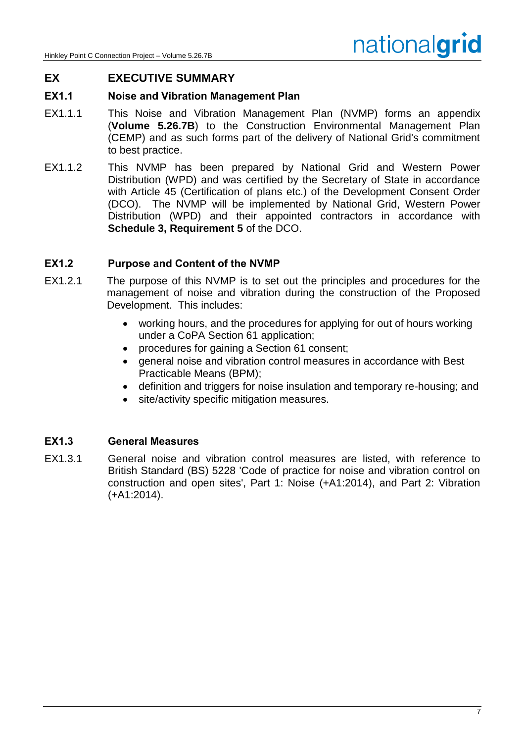# EX EXECUTIVE SUMMARY

## EX1.1 Noise and Vibration Management Plan

EX1.1.1 This Noise and Vibration Management Plan (NVMP) forms an appendix (**Volume 5.26.7B**) to the Construction Environmental Management Plan (CEMP) and as such forms part of the delivery of National Grid's commitment to best practice.

EX1.1.2 This NVMP has been prepared by National Grid and Western Power Distribution (WPD) and was certified by the Secretary of State in accordance with Article 45 (Certification of plans etc.) of the Development Consent Order (DCO). The NVMP will be implemented by National Grid, Western Power Distribution (WPD) and their appointed contractors in accordance with **Schedule 3, Requirement 5** of the DCO.

## EX1.2 Purpose and Content of the NVMP

EX1.2.1 The purpose of this NVMP is to set out the principles and procedures for the management of noise and vibration during the construction of the Proposed Development. This includes:

- working hours, and the procedures for applying for out of hours working under a CoPA Section 61 application;
- procedures for gaining a Section 61 consent;
- general noise and vibration control measures in accordance with Best Practicable Means (BPM);
- definition and triggers for noise insulation and temporary re-housing; and
- site/activity specific mitigation measures.

## EX1.3 General Measures

EX1.3.1 General noise and vibration control measures are listed, with reference to British Standard (BS) 5228 'Code of practice for noise and vibration control on construction and open sites', Part 1: Noise (+A1:2014), and Part 2: Vibration (+A1:2014).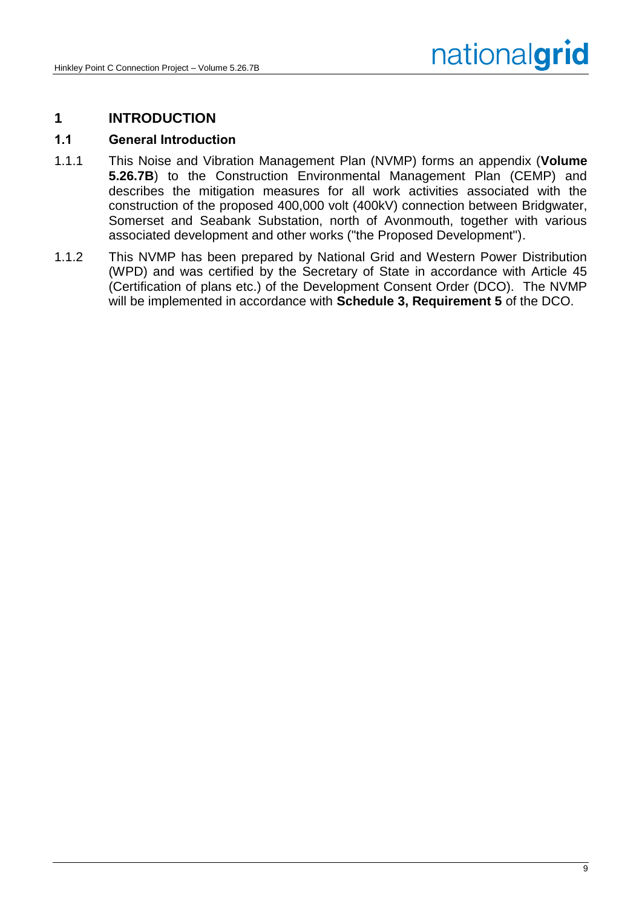# 1 INTRODUCTION

## 1.1 General Introduction

1.1.1 This Noise and Vibration Management Plan (NVMP) forms an appendix (**Volume 5.26.7B**) to the Construction Environmental Management Plan (CEMP) and describes the mitigation measures for all work activities associated with the construction of the proposed 400,000 volt (400kV) connection between Bridgwater, Somerset and Seabank Substation, north of Avonmouth, together with various associated development and other works ("the Proposed Development").

1.1.2 This NVMP has been prepared by National Grid and Western Power Distribution (WPD) and was certified by the Secretary of State in accordance with Article 45 (Certification of plans etc.) of the Development Consent Order (DCO). The NVMP will be implemented in accordance with **Schedule 3, Requirement 5** of the DCO.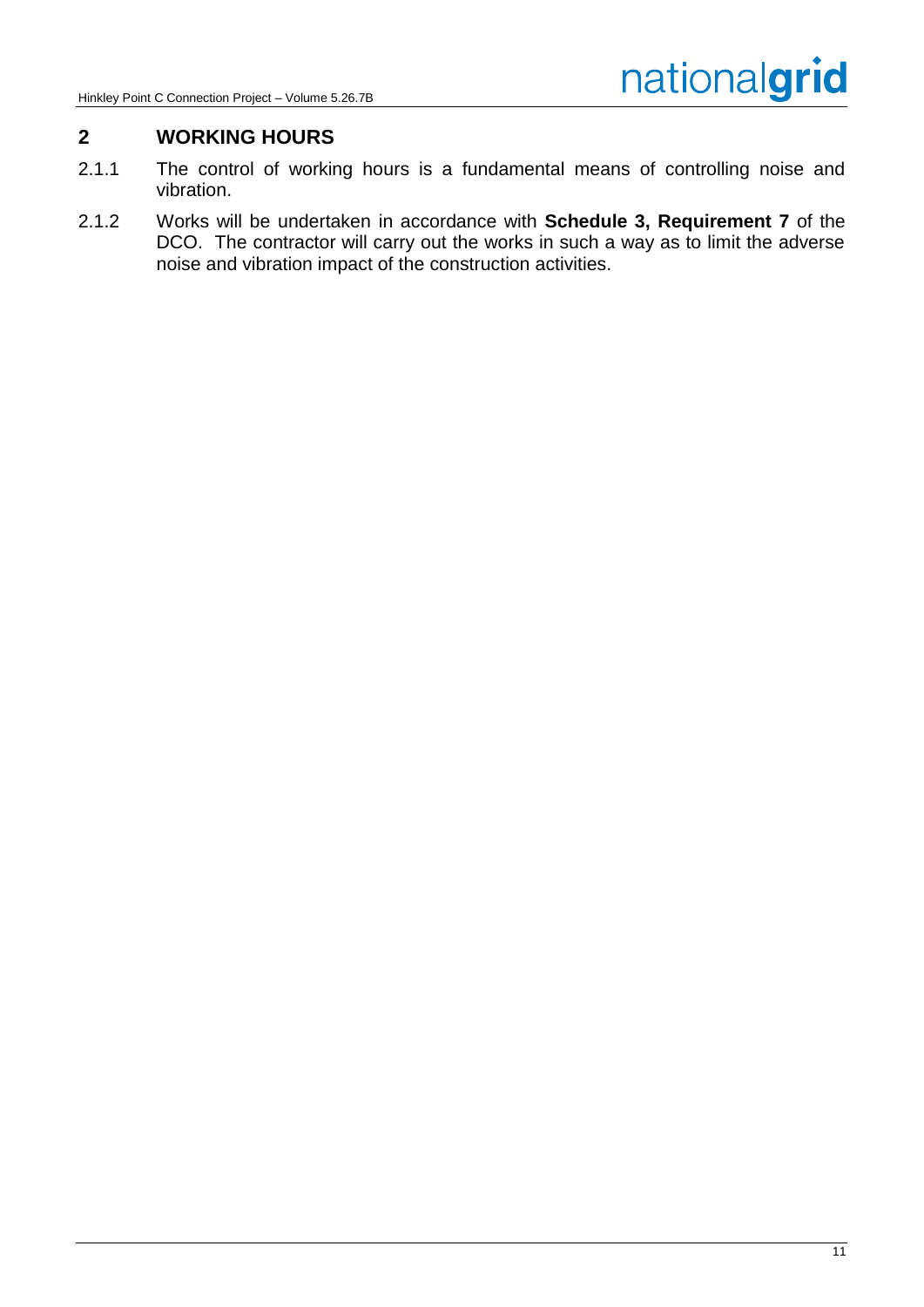## 2 WORKING HOURS

2.1.1 The control of working hours is a fundamental means of controlling noise and vibration.

2.1.2 Works will be undertaken in accordance with **Schedule 3, Requirement 7** of the DCO. The contractor will carry out the works in such a way as to limit the adverse noise and vibration impact of the construction activities.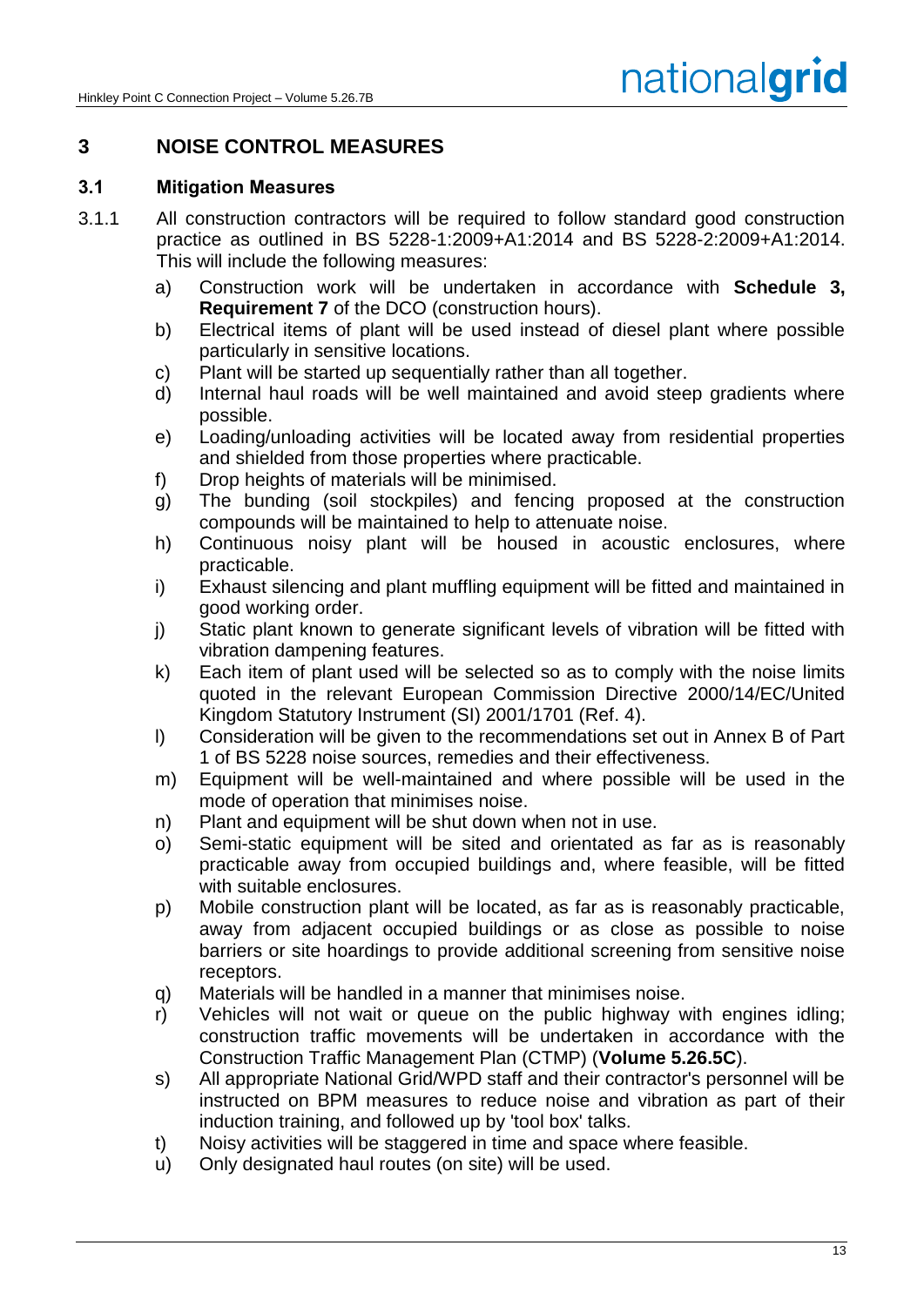## 3 NOISE CONTROL MEASURES

### 3.1 Mitigation Measures

3.1.1 All construction contractors will be required to follow standard good construction practice as outlined in BS 5228-1:2009+A1:2014 and BS 5228-2:2009+A1:2014. This will include the following measures:

a) Construction work will be undertaken in accordance with **Schedule 3, Requirement 7** of the DCO (construction hours).

b) Electrical items of plant will be used instead of diesel plant where possible particularly in sensitive locations.

c) Plant will be started up sequentially rather than all together.

d) Internal haul roads will be well maintained and avoid steep gradients where possible.

e) Loading/unloading activities will be located away from residential properties and shielded from those properties where practicable.

f) Drop heights of materials will be minimised.

g) The bunding (soil stockpiles) and fencing proposed at the construction compounds will be maintained to help to attenuate noise.

h) Continuous noisy plant will be housed in acoustic enclosures, where practicable.

i) Exhaust silencing and plant muffling equipment will be fitted and maintained in good working order.

j) Static plant known to generate significant levels of vibration will be fitted with vibration dampening features.

k) Each item of plant used will be selected so as to comply with the noise limits quoted in the relevant European Commission Directive 2000/14/EC/United Kingdom Statutory Instrument (SI) 2001/1701 (Ref. 4).

l) Consideration will be given to the recommendations set out in Annex B of Part 1 of BS 5228 noise sources, remedies and their effectiveness.

m) Equipment will be well-maintained and where possible will be used in the mode of operation that minimises noise.

n) Plant and equipment will be shut down when not in use.

o) Semi-static equipment will be sited and orientated as far as is reasonably practicable away from occupied buildings and, where feasible, will be fitted with suitable enclosures.

p) Mobile construction plant will be located, as far as is reasonably practicable, away from adjacent occupied buildings or as close as possible to noise barriers or site hoardings to provide additional screening from sensitive noise receptors.

q) Materials will be handled in a manner that minimises noise.

r) Vehicles will not wait or queue on the public highway with engines idling; construction traffic movements will be undertaken in accordance with the Construction Traffic Management Plan (CTMP) (**Volume 5.26.5C**).

s) All appropriate National Grid/WPD staff and their contractor's personnel will be instructed on BPM measures to reduce noise and vibration as part of their induction training, and followed up by 'tool box' talks.

t) Noisy activities will be staggered in time and space where feasible.

u) Only designated haul routes (on site) will be used.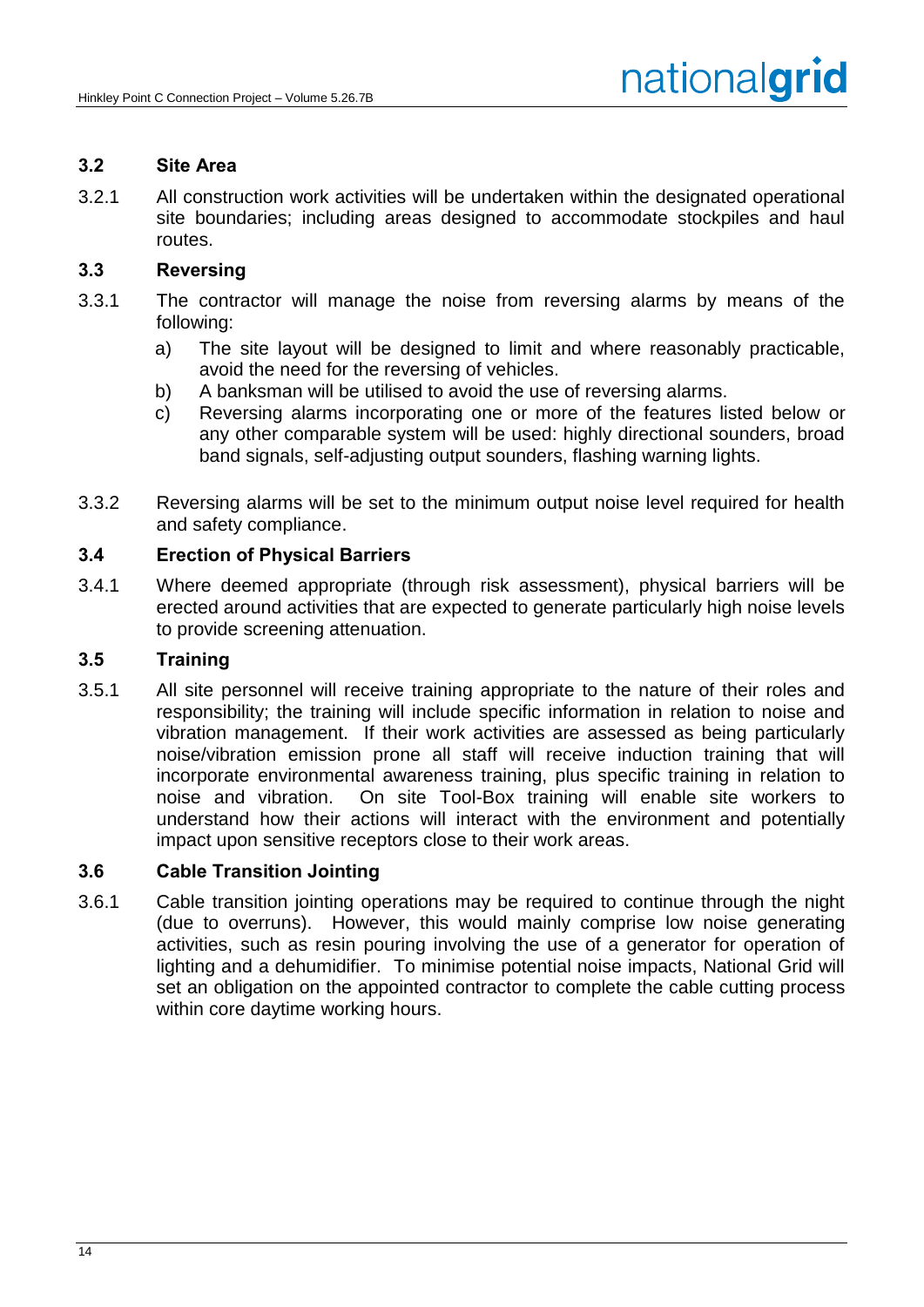### 3.2 Site Area

3.2.1 All construction work activities will be undertaken within the designated operational site boundaries; including areas designed to accommodate stockpiles and haul routes.

### 3.3 Reversing

3.3.1 The contractor will manage the noise from reversing alarms by means of the following:

a) The site layout will be designed to limit and where reasonably practicable, avoid the need for the reversing of vehicles.
b) A banksman will be utilised to avoid the use of reversing alarms.
c) Reversing alarms incorporating one or more of the features listed below or any other comparable system will be used: highly directional sounders, broad band signals, self-adjusting output sounders, flashing warning lights.

3.3.2 Reversing alarms will be set to the minimum output noise level required for health and safety compliance.

### 3.4 Erection of Physical Barriers

3.4.1 Where deemed appropriate (through risk assessment), physical barriers will be erected around activities that are expected to generate particularly high noise levels to provide screening attenuation.

### 3.5 Training

3.5.1 All site personnel will receive training appropriate to the nature of their roles and responsibility; the training will include specific information in relation to noise and vibration management. If their work activities are assessed as being particularly noise/vibration emission prone all staff will receive induction training that will incorporate environmental awareness training, plus specific training in relation to noise and vibration. On site Tool-Box training will enable site workers to understand how their actions will interact with the environment and potentially impact upon sensitive receptors close to their work areas.

### 3.6 Cable Transition Jointing

3.6.1 Cable transition jointing operations may be required to continue through the night (due to overruns). However, this would mainly comprise low noise generating activities, such as resin pouring involving the use of a generator for operation of lighting and a dehumidifier. To minimise potential noise impacts, National Grid will set an obligation on the appointed contractor to complete the cable cutting process within core daytime working hours.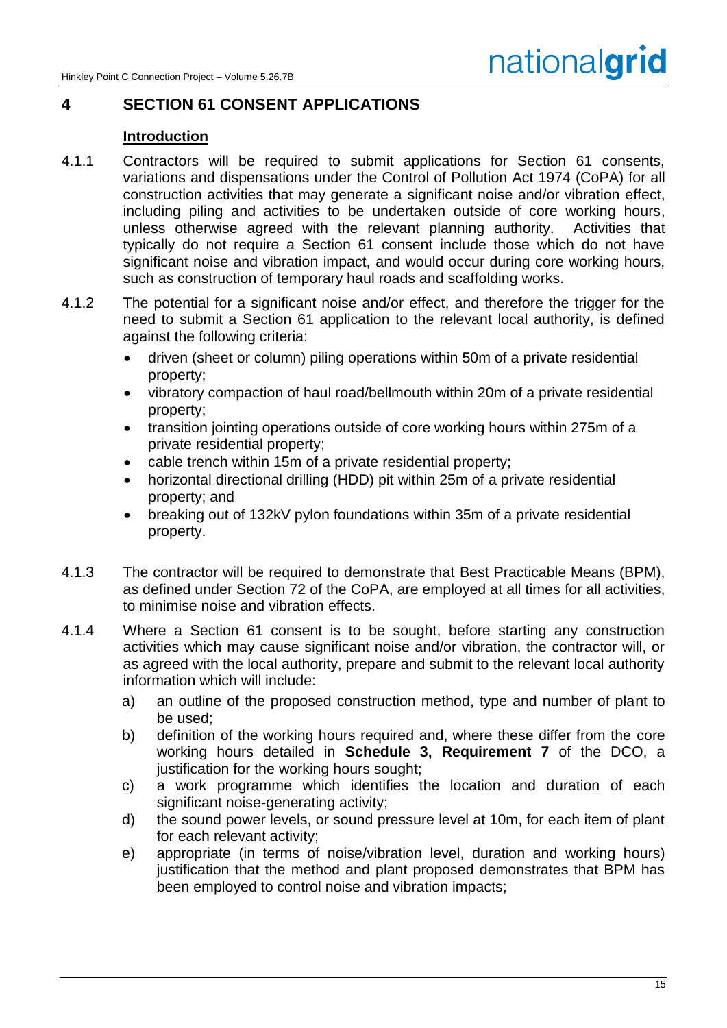# 4 SECTION 61 CONSENT APPLICATIONS

## Introduction

4.1.1 Contractors will be required to submit applications for Section 61 consents, variations and dispensations under the Control of Pollution Act 1974 (CoPA) for all construction activities that may generate a significant noise and/or vibration effect, including piling and activities to be undertaken outside of core working hours, unless otherwise agreed with the relevant planning authority. Activities that typically do not require a Section 61 consent include those which do not have significant noise and vibration impact, and would occur during core working hours, such as construction of temporary haul roads and scaffolding works.

4.1.2 The potential for a significant noise and/or effect, and therefore the trigger for the need to submit a Section 61 application to the relevant local authority, is defined against the following criteria:

- driven (sheet or column) piling operations within 50m of a private residential property;
- vibratory compaction of haul road/bellmouth within 20m of a private residential property;
- transition jointing operations outside of core working hours within 275m of a private residential property;
- cable trench within 15m of a private residential property;
- horizontal directional drilling (HDD) pit within 25m of a private residential property; and
- breaking out of 132kV pylon foundations within 35m of a private residential property.

4.1.3 The contractor will be required to demonstrate that Best Practicable Means (BPM), as defined under Section 72 of the CoPA, are employed at all times for all activities, to minimise noise and vibration effects.

4.1.4 Where a Section 61 consent is to be sought, before starting any construction activities which may cause significant noise and/or vibration, the contractor will, or as agreed with the local authority, prepare and submit to the relevant local authority information which will include:

a) an outline of the proposed construction method, type and number of plant to be used;

b) definition of the working hours required and, where these differ from the core working hours detailed in **Schedule 3, Requirement 7** of the DCO, a justification for the working hours sought;

c) a work programme which identifies the location and duration of each significant noise-generating activity;

d) the sound power levels, or sound pressure level at 10m, for each item of plant for each relevant activity;

e) appropriate (in terms of noise/vibration level, duration and working hours) justification that the method and plant proposed demonstrates that BPM has been employed to control noise and vibration impacts;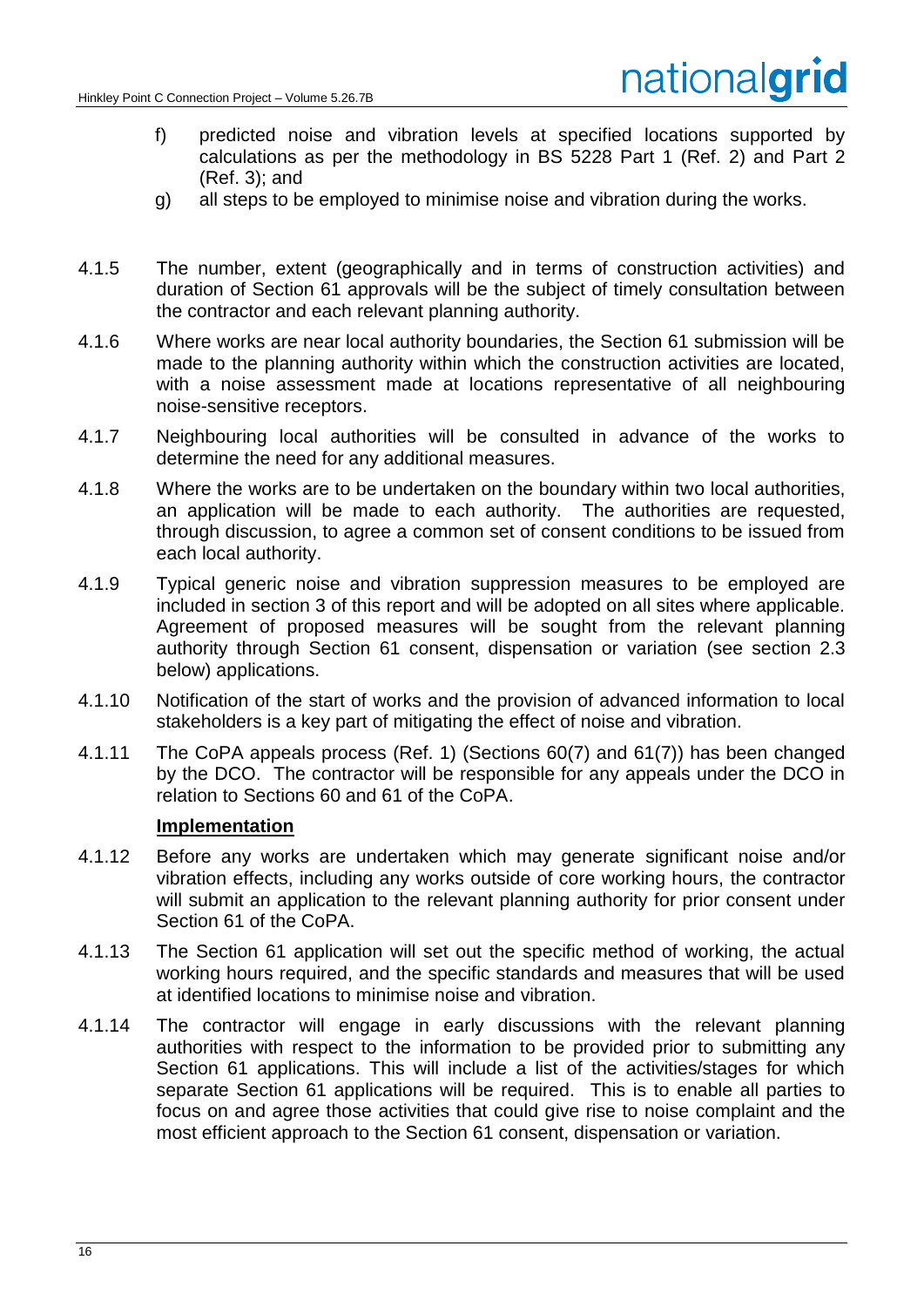f) predicted noise and vibration levels at specified locations supported by calculations as per the methodology in BS 5228 Part 1 (Ref. 2) and Part 2 (Ref. 3); and

g) all steps to be employed to minimise noise and vibration during the works.

4.1.5 The number, extent (geographically and in terms of construction activities) and duration of Section 61 approvals will be the subject of timely consultation between the contractor and each relevant planning authority.

4.1.6 Where works are near local authority boundaries, the Section 61 submission will be made to the planning authority within which the construction activities are located, with a noise assessment made at locations representative of all neighbouring noise-sensitive receptors.

4.1.7 Neighbouring local authorities will be consulted in advance of the works to determine the need for any additional measures.

4.1.8 Where the works are to be undertaken on the boundary within two local authorities, an application will be made to each authority. The authorities are requested, through discussion, to agree a common set of consent conditions to be issued from each local authority.

4.1.9 Typical generic noise and vibration suppression measures to be employed are included in section 3 of this report and will be adopted on all sites where applicable. Agreement of proposed measures will be sought from the relevant planning authority through Section 61 consent, dispensation or variation (see section 2.3 below) applications.

4.1.10 Notification of the start of works and the provision of advanced information to local stakeholders is a key part of mitigating the effect of noise and vibration.

4.1.11 The CoPA appeals process (Ref. 1) (Sections 60(7) and 61(7)) has been changed by the DCO. The contractor will be responsible for any appeals under the DCO in relation to Sections 60 and 61 of the CoPA.

**Implementation**

4.1.12 Before any works are undertaken which may generate significant noise and/or vibration effects, including any works outside of core working hours, the contractor will submit an application to the relevant planning authority for prior consent under Section 61 of the CoPA.

4.1.13 The Section 61 application will set out the specific method of working, the actual working hours required, and the specific standards and measures that will be used at identified locations to minimise noise and vibration.

4.1.14 The contractor will engage in early discussions with the relevant planning authorities with respect to the information to be provided prior to submitting any Section 61 applications. This will include a list of the activities/stages for which separate Section 61 applications will be required. This is to enable all parties to focus on and agree those activities that could give rise to noise complaint and the most efficient approach to the Section 61 consent, dispensation or variation.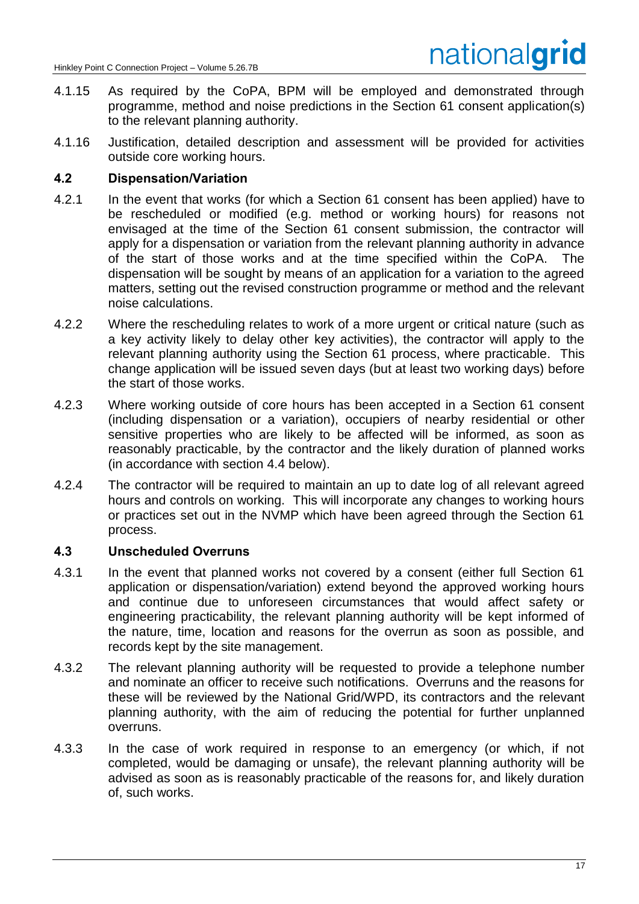4.1.15 As required by the CoPA, BPM will be employed and demonstrated through programme, method and noise predictions in the Section 61 consent application(s) to the relevant planning authority.

4.1.16 Justification, detailed description and assessment will be provided for activities outside core working hours.

### 4.2 Dispensation/Variation

4.2.1 In the event that works (for which a Section 61 consent has been applied) have to be rescheduled or modified (e.g. method or working hours) for reasons not envisaged at the time of the Section 61 consent submission, the contractor will apply for a dispensation or variation from the relevant planning authority in advance of the start of those works and at the time specified within the CoPA. The dispensation will be sought by means of an application for a variation to the agreed matters, setting out the revised construction programme or method and the relevant noise calculations.

4.2.2 Where the rescheduling relates to work of a more urgent or critical nature (such as a key activity likely to delay other key activities), the contractor will apply to the relevant planning authority using the Section 61 process, where practicable. This change application will be issued seven days (but at least two working days) before the start of those works.

4.2.3 Where working outside of core hours has been accepted in a Section 61 consent (including dispensation or a variation), occupiers of nearby residential or other sensitive properties who are likely to be affected will be informed, as soon as reasonably practicable, by the contractor and the likely duration of planned works (in accordance with section 4.4 below).

4.2.4 The contractor will be required to maintain an up to date log of all relevant agreed hours and controls on working. This will incorporate any changes to working hours or practices set out in the NVMP which have been agreed through the Section 61 process.

### 4.3 Unscheduled Overruns

4.3.1 In the event that planned works not covered by a consent (either full Section 61 application or dispensation/variation) extend beyond the approved working hours and continue due to unforeseen circumstances that would affect safety or engineering practicability, the relevant planning authority will be kept informed of the nature, time, location and reasons for the overrun as soon as possible, and records kept by the site management.

4.3.2 The relevant planning authority will be requested to provide a telephone number and nominate an officer to receive such notifications. Overruns and the reasons for these will be reviewed by the National Grid/WPD, its contractors and the relevant planning authority, with the aim of reducing the potential for further unplanned overruns.

4.3.3 In the case of work required in response to an emergency (or which, if not completed, would be damaging or unsafe), the relevant planning authority will be advised as soon as is reasonably practicable of the reasons for, and likely duration of, such works.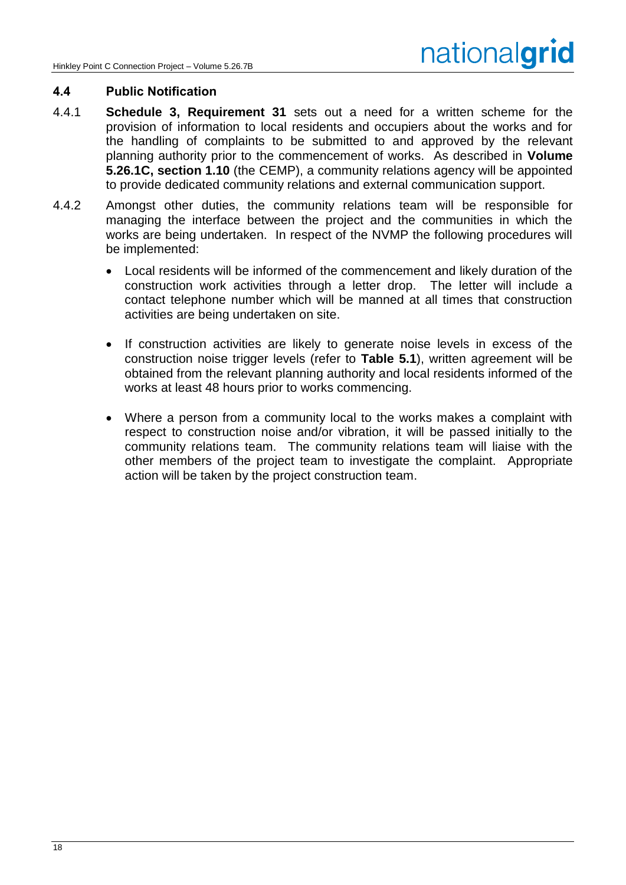### 4.4 Public Notification

4.4.1 **Schedule 3, Requirement 31** sets out a need for a written scheme for the provision of information to local residents and occupiers about the works and for the handling of complaints to be submitted to and approved by the relevant planning authority prior to the commencement of works. As described in **Volume 5.26.1C, section 1.10** (the CEMP), a community relations agency will be appointed to provide dedicated community relations and external communication support.

4.4.2 Amongst other duties, the community relations team will be responsible for managing the interface between the project and the communities in which the works are being undertaken. In respect of the NVMP the following procedures will be implemented:

- Local residents will be informed of the commencement and likely duration of the construction work activities through a letter drop. The letter will include a contact telephone number which will be manned at all times that construction activities are being undertaken on site.
- If construction activities are likely to generate noise levels in excess of the construction noise trigger levels (refer to **Table 5.1**), written agreement will be obtained from the relevant planning authority and local residents informed of the works at least 48 hours prior to works commencing.
- Where a person from a community local to the works makes a complaint with respect to construction noise and/or vibration, it will be passed initially to the community relations team. The community relations team will liaise with the other members of the project team to investigate the complaint. Appropriate action will be taken by the project construction team.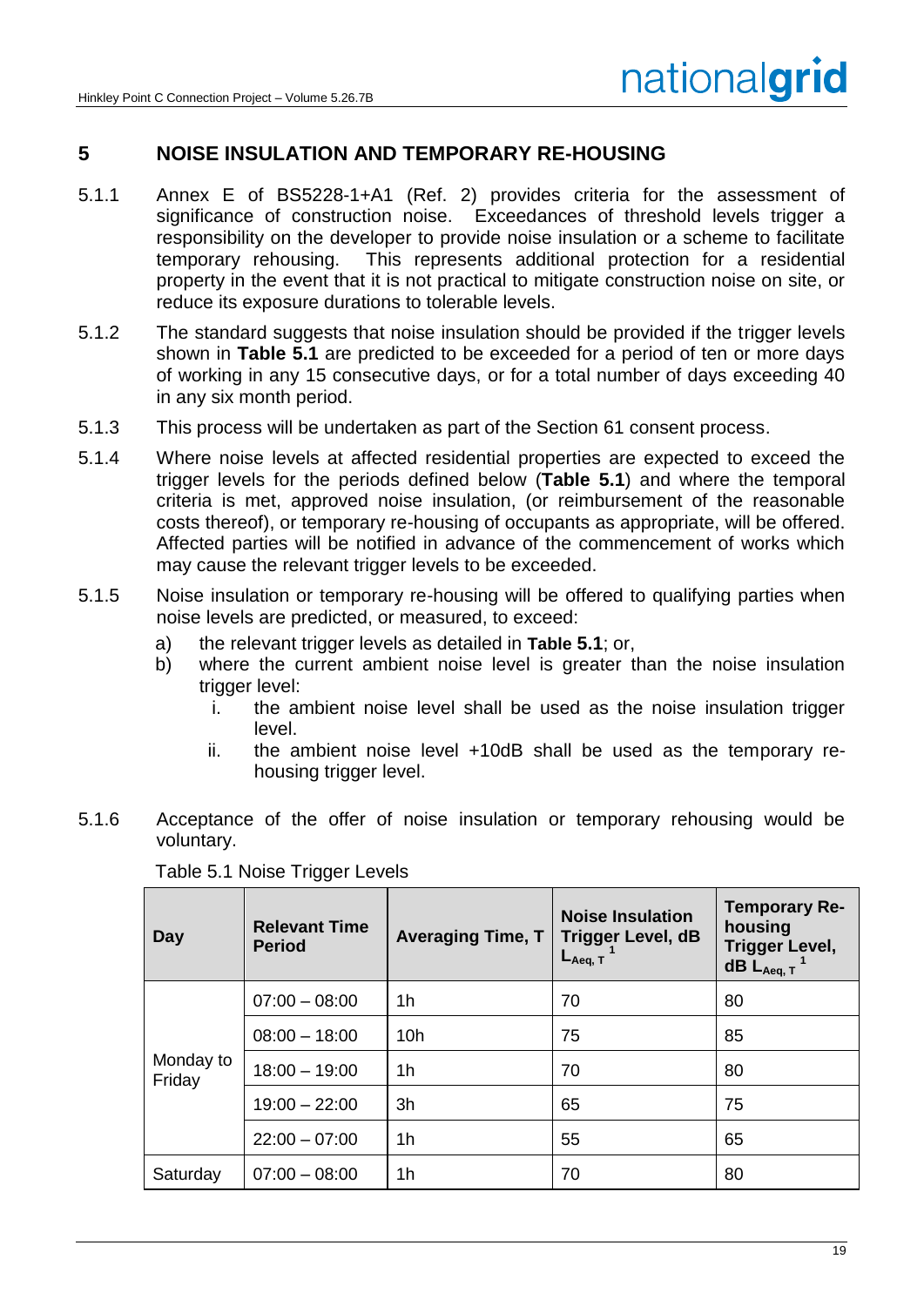## 5 NOISE INSULATION AND TEMPORARY RE-HOUSING

5.1.1 Annex E of BS5228-1+A1 (Ref. 2) provides criteria for the assessment of significance of construction noise. Exceedances of threshold levels trigger a responsibility on the developer to provide noise insulation or a scheme to facilitate temporary rehousing. This represents additional protection for a residential property in the event that it is not practical to mitigate construction noise on site, or reduce its exposure durations to tolerable levels.

5.1.2 The standard suggests that noise insulation should be provided if the trigger levels shown in **Table 5.1** are predicted to be exceeded for a period of ten or more days of working in any 15 consecutive days, or for a total number of days exceeding 40 in any six month period.

5.1.3 This process will be undertaken as part of the Section 61 consent process.

5.1.4 Where noise levels at affected residential properties are expected to exceed the trigger levels for the periods defined below (**Table 5.1**) and where the temporal criteria is met, approved noise insulation, (or reimbursement of the reasonable costs thereof), or temporary re-housing of occupants as appropriate, will be offered. Affected parties will be notified in advance of the commencement of works which may cause the relevant trigger levels to be exceeded.

5.1.5 Noise insulation or temporary re-housing will be offered to qualifying parties when noise levels are predicted, or measured, to exceed:

a) the relevant trigger levels as detailed in **Table 5.1**; or,
b) where the current ambient noise level is greater than the noise insulation trigger level:
   i. the ambient noise level shall be used as the noise insulation trigger level.
   ii. the ambient noise level +10dB shall be used as the temporary re-housing trigger level.

5.1.6 Acceptance of the offer of noise insulation or temporary rehousing would be voluntary.

Table 5.1 Noise Trigger Levels

| Day | Relevant Time Period | Averaging Time, T | Noise Insulation Trigger Level, dB $L_{Aeq, T}$ [1] | Temporary Re-housing Trigger Level, dB $L_{Aeq, T}$ [1] |
|---|---|---|---|---|
| Monday to Friday | 07:00 – 08:00 | 1h | 70 | 80 |
| | 08:00 – 18:00 | 10h | 75 | 85 |
| | 18:00 – 19:00 | 1h | 70 | 80 |
| | 19:00 – 22:00 | 3h | 65 | 75 |
| | 22:00 – 07:00 | 1h | 55 | 65 |
| Saturday | 07:00 – 08:00 | 1h | 70 | 80 |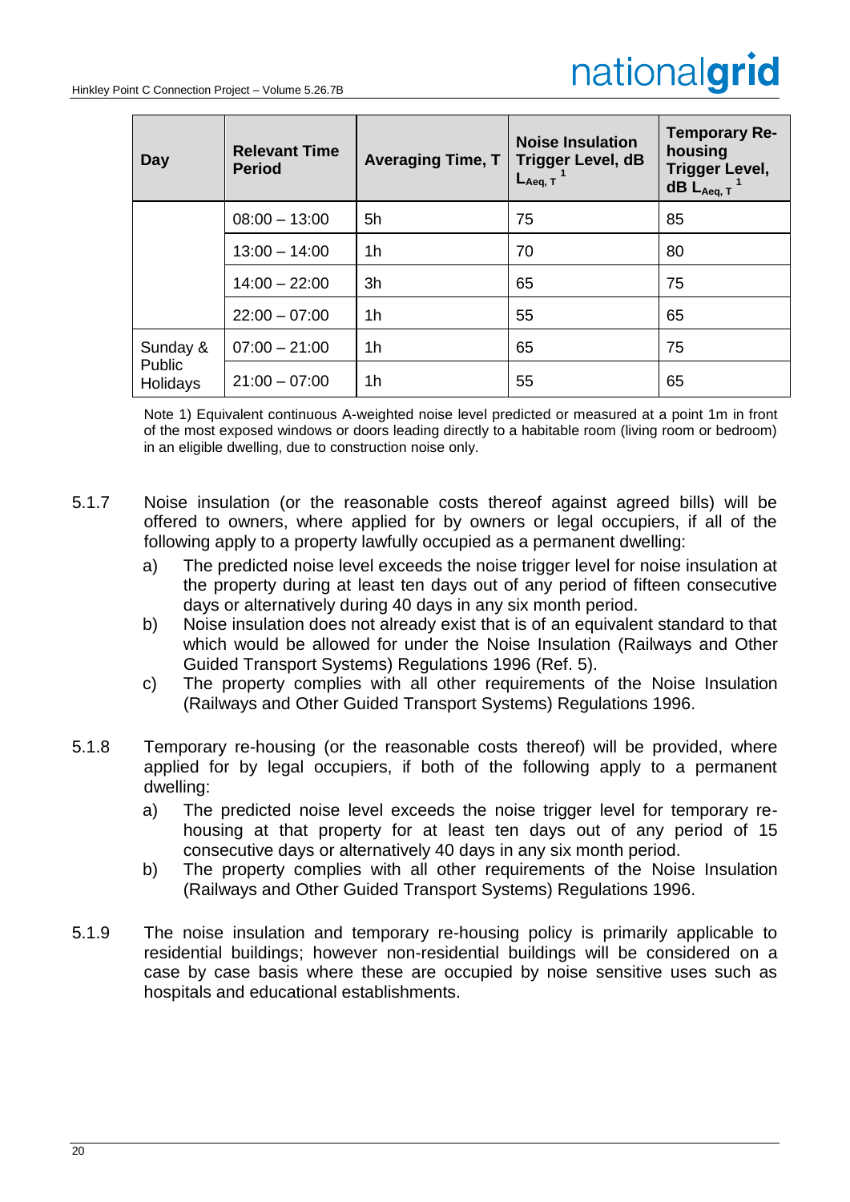| Day | Relevant Time Period | Averaging Time, T | Noise Insulation Trigger Level, dB $L_{Aeq,\,T}$ [1] | Temporary Re-housing Trigger Level, dB $L_{Aeq,\,T}$ [1] |
|---|---|---|---|---|
| | 08:00 – 13:00 | 5h | 75 | 85 |
| | 13:00 – 14:00 | 1h | 70 | 80 |
| | 14:00 – 22:00 | 3h | 65 | 75 |
| | 22:00 – 07:00 | 1h | 55 | 65 |
| Sunday & Public Holidays | 07:00 – 21:00 | 1h | 65 | 75 |
| | 21:00 – 07:00 | 1h | 55 | 65 |

Note 1) Equivalent continuous A-weighted noise level predicted or measured at a point 1m in front of the most exposed windows or doors leading directly to a habitable room (living room or bedroom) in an eligible dwelling, due to construction noise only.

5.1.7 Noise insulation (or the reasonable costs thereof against agreed bills) will be offered to owners, where applied for by owners or legal occupiers, if all of the following apply to a property lawfully occupied as a permanent dwelling:

a) The predicted noise level exceeds the noise trigger level for noise insulation at the property during at least ten days out of any period of fifteen consecutive days or alternatively during 40 days in any six month period.

b) Noise insulation does not already exist that is of an equivalent standard to that which would be allowed for under the Noise Insulation (Railways and Other Guided Transport Systems) Regulations 1996 (Ref. 5).

c) The property complies with all other requirements of the Noise Insulation (Railways and Other Guided Transport Systems) Regulations 1996.

5.1.8 Temporary re-housing (or the reasonable costs thereof) will be provided, where applied for by legal occupiers, if both of the following apply to a permanent dwelling:

a) The predicted noise level exceeds the noise trigger level for temporary re-housing at that property for at least ten days out of any period of 15 consecutive days or alternatively 40 days in any six month period.

b) The property complies with all other requirements of the Noise Insulation (Railways and Other Guided Transport Systems) Regulations 1996.

5.1.9 The noise insulation and temporary re-housing policy is primarily applicable to residential buildings; however non-residential buildings will be considered on a case by case basis where these are occupied by noise sensitive uses such as hospitals and educational establishments.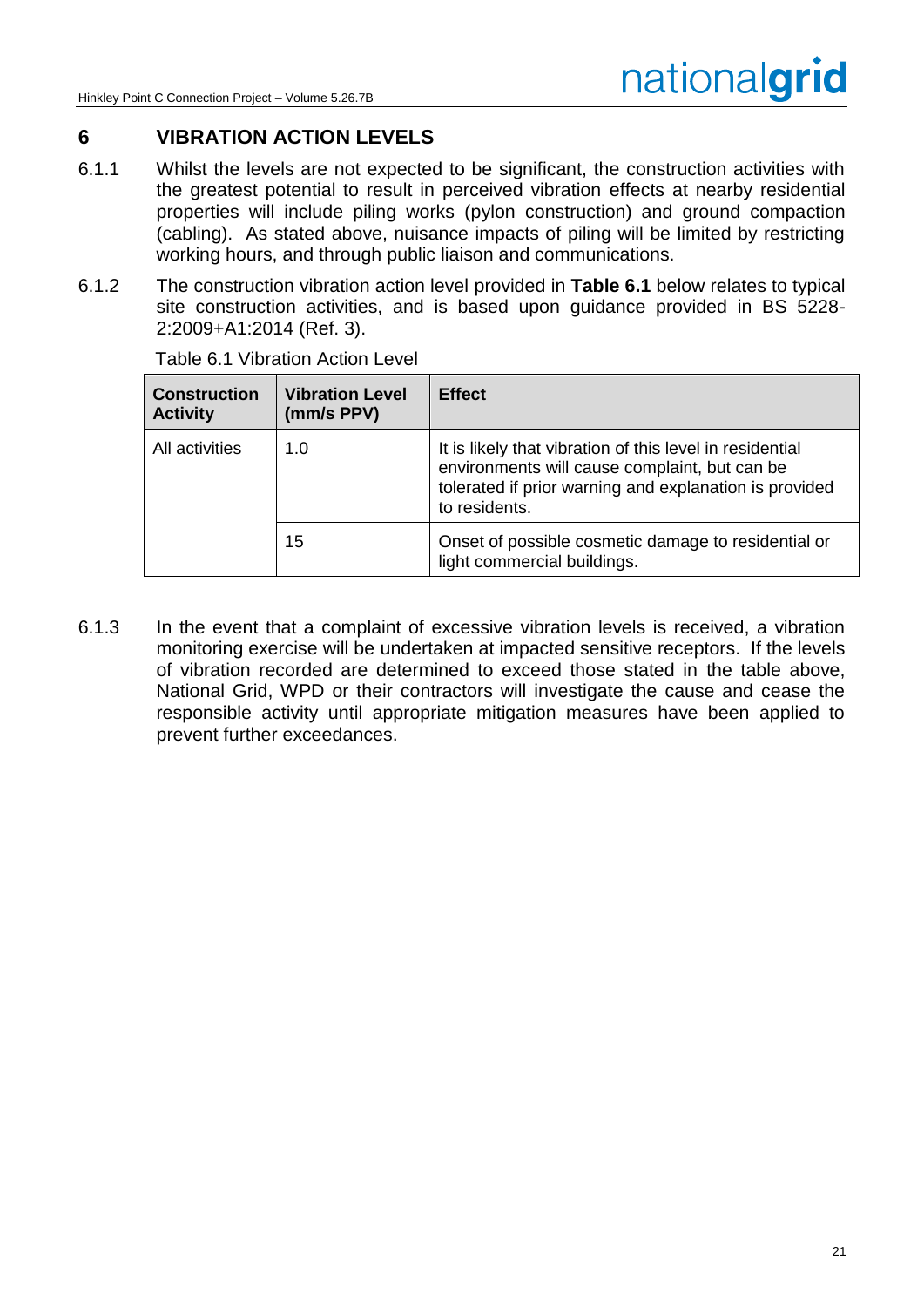# 6 VIBRATION ACTION LEVELS

6.1.1 Whilst the levels are not expected to be significant, the construction activities with the greatest potential to result in perceived vibration effects at nearby residential properties will include piling works (pylon construction) and ground compaction (cabling). As stated above, nuisance impacts of piling will be limited by restricting working hours, and through public liaison and communications.

6.1.2 The construction vibration action level provided in **Table 6.1** below relates to typical site construction activities, and is based upon guidance provided in BS 5228-2:2009+A1:2014 (Ref. 3).

Table 6.1 Vibration Action Level

| Construction Activity | Vibration Level (mm/s PPV) | Effect |
|---|---|---|
| All activities | 1.0 | It is likely that vibration of this level in residential environments will cause complaint, but can be tolerated if prior warning and explanation is provided to residents. |
| | 15 | Onset of possible cosmetic damage to residential or light commercial buildings. |

6.1.3 In the event that a complaint of excessive vibration levels is received, a vibration monitoring exercise will be undertaken at impacted sensitive receptors. If the levels of vibration recorded are determined to exceed those stated in the table above, National Grid, WPD or their contractors will investigate the cause and cease the responsible activity until appropriate mitigation measures have been applied to prevent further exceedances.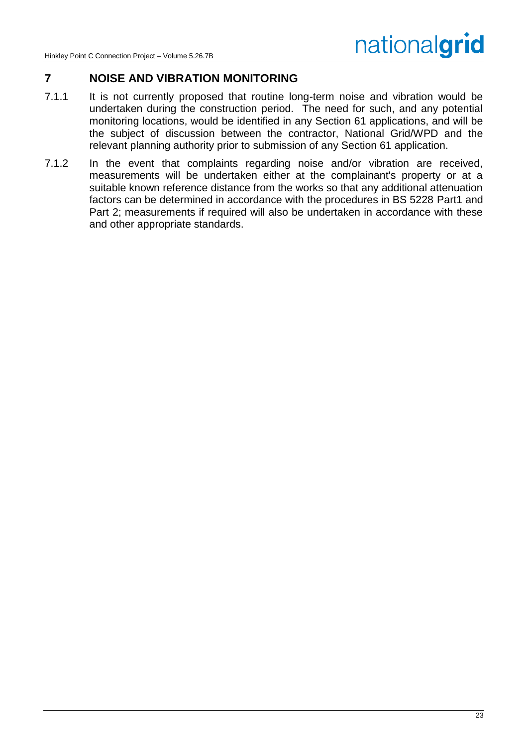## 7 NOISE AND VIBRATION MONITORING

7.1.1 It is not currently proposed that routine long-term noise and vibration would be undertaken during the construction period. The need for such, and any potential monitoring locations, would be identified in any Section 61 applications, and will be the subject of discussion between the contractor, National Grid/WPD and the relevant planning authority prior to submission of any Section 61 application.

7.1.2 In the event that complaints regarding noise and/or vibration are received, measurements will be undertaken either at the complainant's property or at a suitable known reference distance from the works so that any additional attenuation factors can be determined in accordance with the procedures in BS 5228 Part1 and Part 2; measurements if required will also be undertaken in accordance with these and other appropriate standards.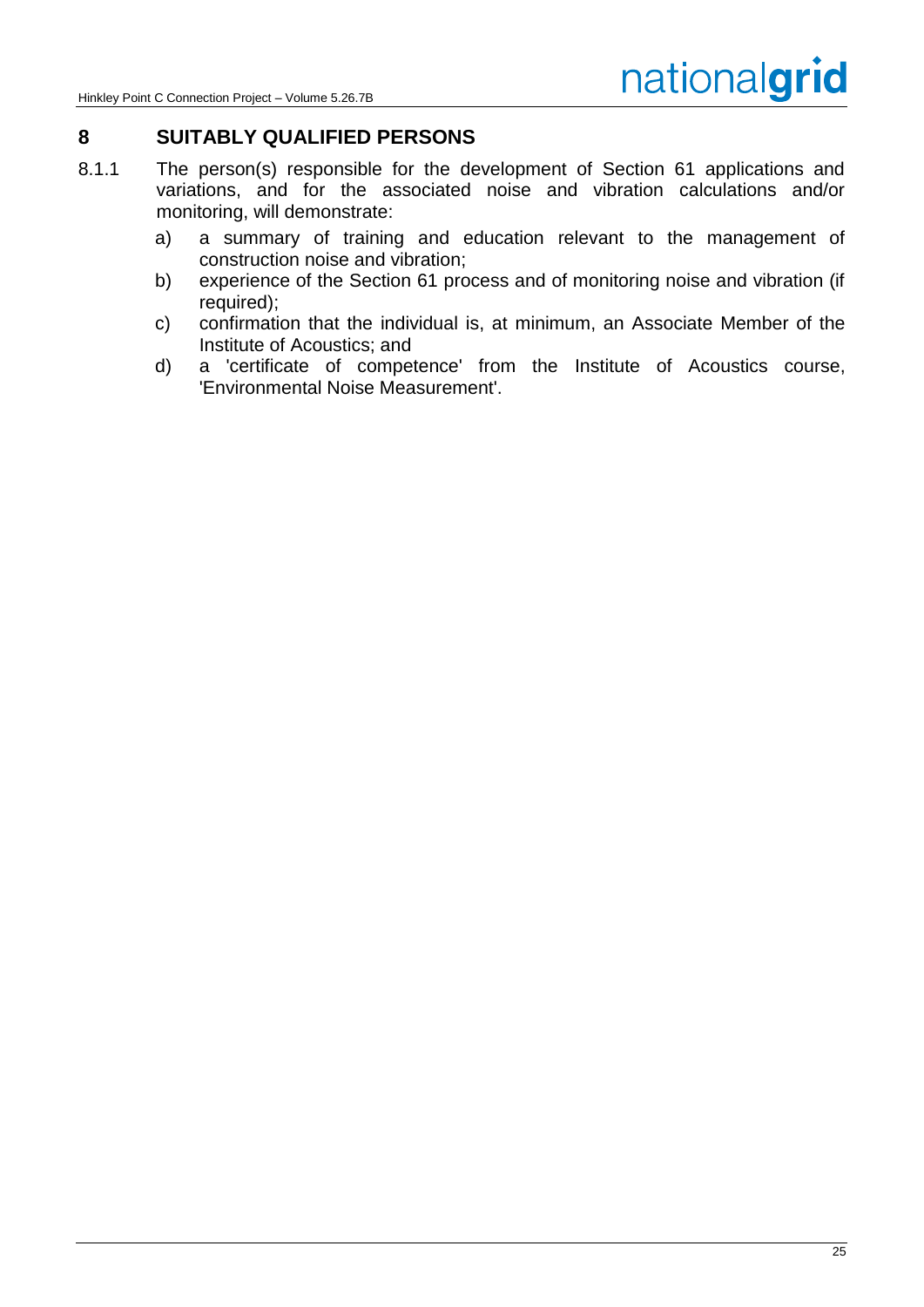# 8 SUITABLY QUALIFIED PERSONS

8.1.1 The person(s) responsible for the development of Section 61 applications and variations, and for the associated noise and vibration calculations and/or monitoring, will demonstrate:

a) a summary of training and education relevant to the management of construction noise and vibration;

b) experience of the Section 61 process and of monitoring noise and vibration (if required);

c) confirmation that the individual is, at minimum, an Associate Member of the Institute of Acoustics; and

d) a 'certificate of competence' from the Institute of Acoustics course, 'Environmental Noise Measurement'.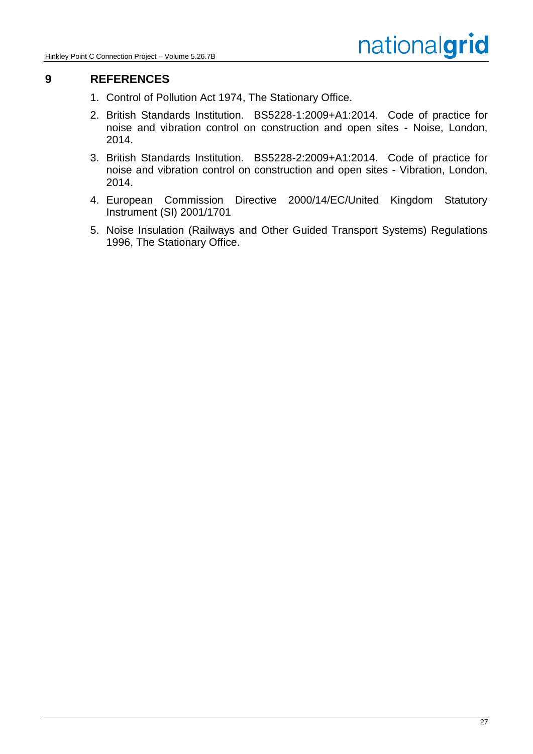## 9 REFERENCES

1. Control of Pollution Act 1974, The Stationary Office.
2. British Standards Institution. BS5228-1:2009+A1:2014. Code of practice for noise and vibration control on construction and open sites - Noise, London, 2014.
3. British Standards Institution. BS5228-2:2009+A1:2014. Code of practice for noise and vibration control on construction and open sites - Vibration, London, 2014.
4. European Commission Directive 2000/14/EC/United Kingdom Statutory Instrument (SI) 2001/1701
5. Noise Insulation (Railways and Other Guided Transport Systems) Regulations 1996, The Stationary Office.